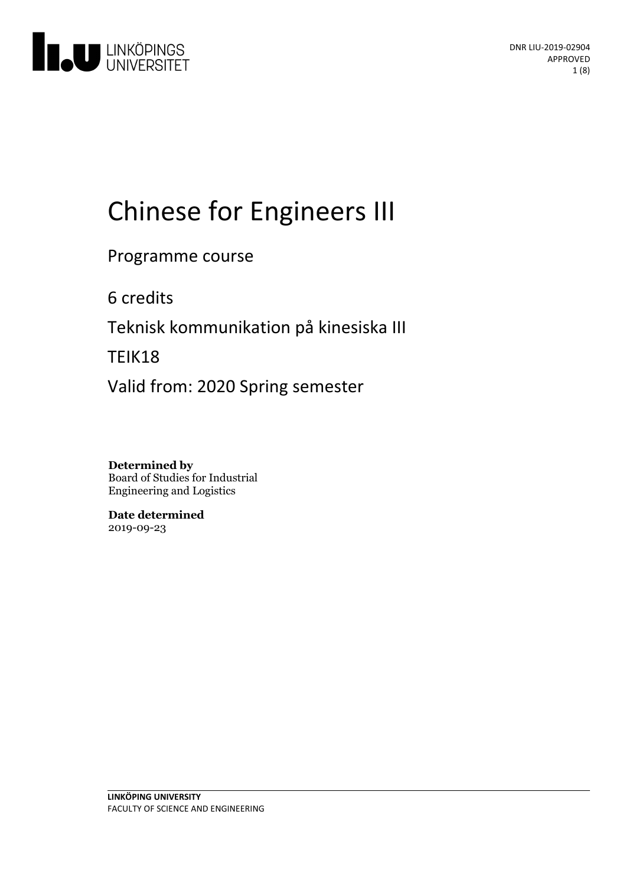DNR LIU-2019-02904
APPROVED

# Chinese for Engineers III

Programme course

6 credits

Teknisk kommunikation på kinesiska III

TEIK18

Valid from: 2020 Spring semester

**Determined by**
Board of Studies for Industrial Engineering and Logistics

**Date determined**
2019-09-23

**LINKÖPING UNIVERSITY**
FACULTY OF SCIENCE AND ENGINEERING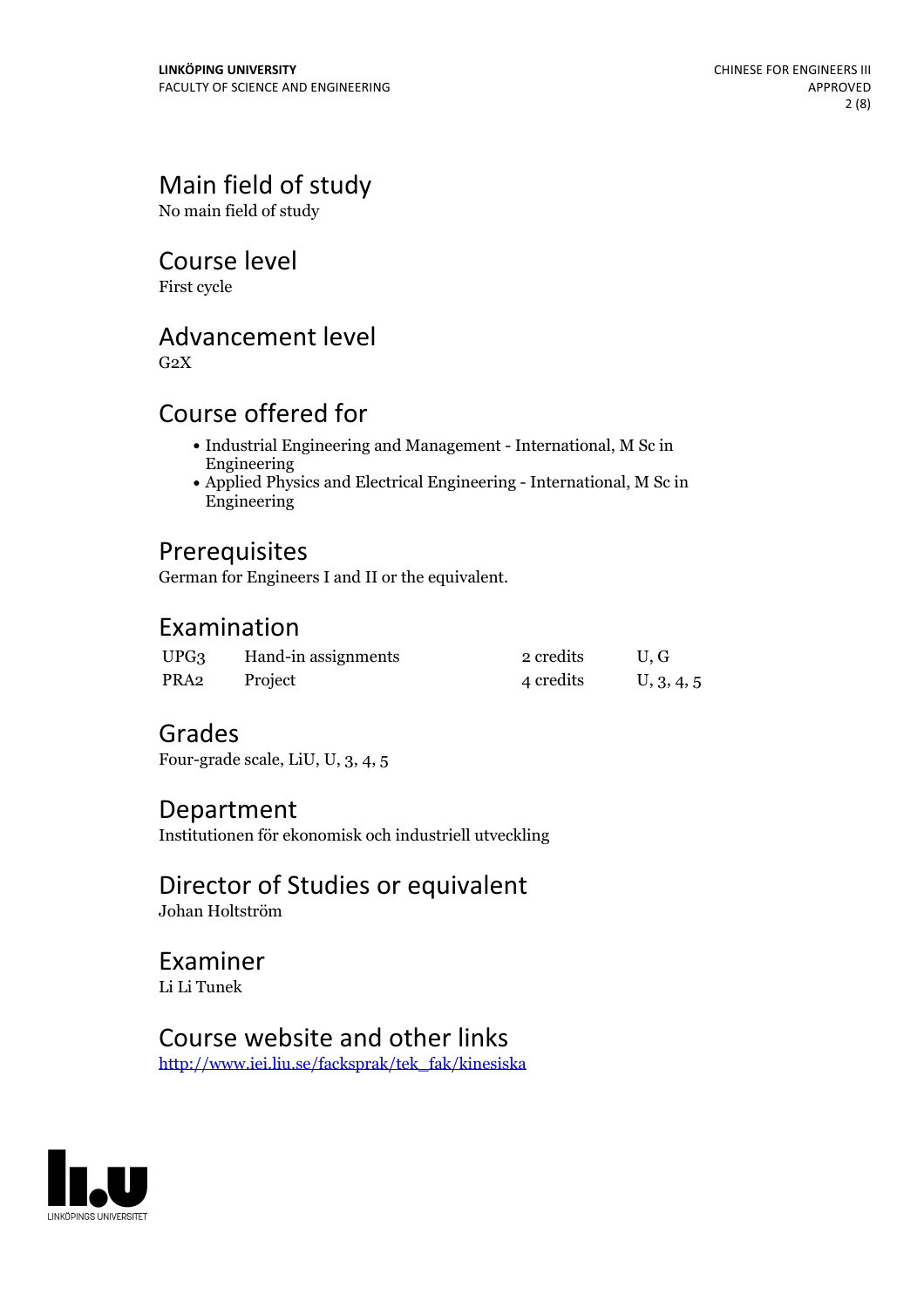## Main field of study

No main field of study

## Course level

First cycle

## Advancement level

G2X

## Course offered for

- Industrial Engineering and Management - International, M Sc in Engineering
- Applied Physics and Electrical Engineering - International, M Sc in Engineering

## Prerequisites

German for Engineers I and II or the equivalent.

## Examination

| | | | |
|---|---|---|---|
| UPG3 | Hand-in assignments | 2 credits | U, G |
| PRA2 | Project | 4 credits | U, 3, 4, 5 |

## Grades

Four-grade scale, LiU, U, 3, 4, 5

## Department

Institutionen för ekonomisk och industriell utveckling

## Director of Studies or equivalent

Johan Holtström

## Examiner

Li Li Tunek

## Course website and other links

http://www.iei.liu.se/facksprak/tek_fak/kinesiska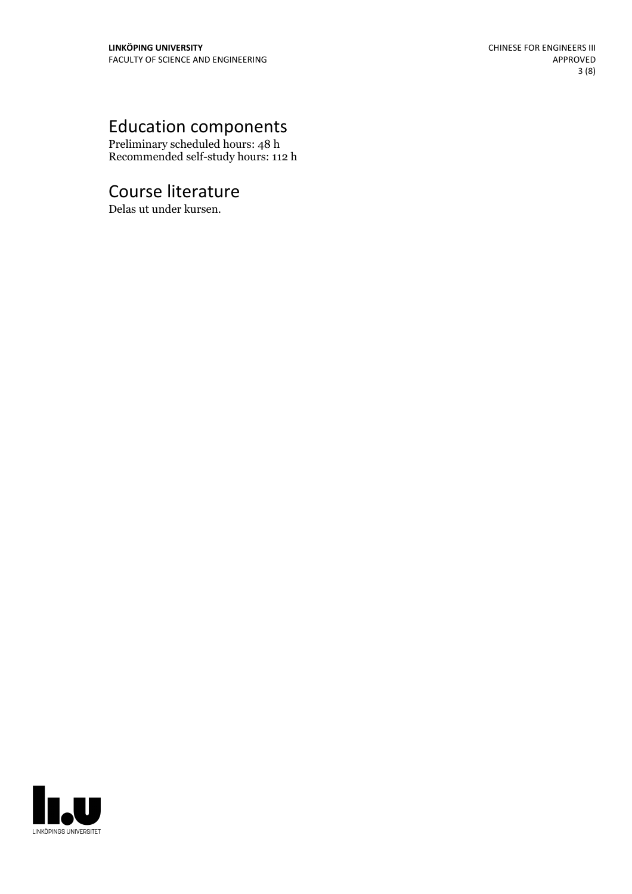# Education components

Preliminary scheduled hours: 48 h
Recommended self-study hours: 112 h

# Course literature

Delas ut under kursen.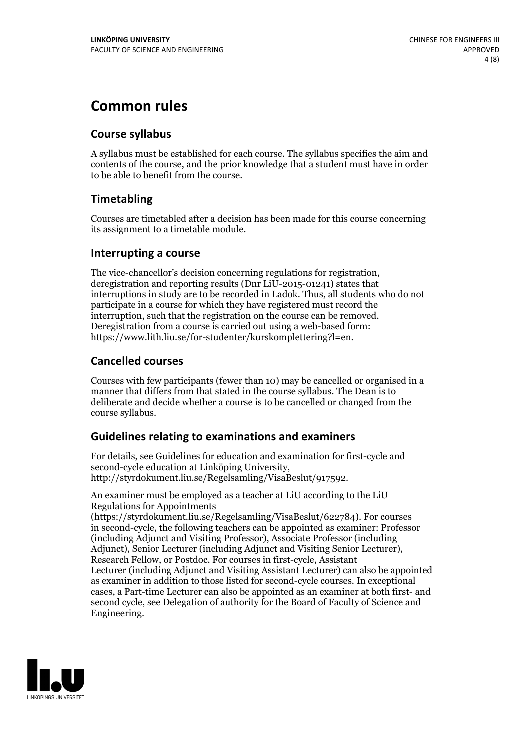# Common rules

## Course syllabus

A syllabus must be established for each course. The syllabus specifies the aim and contents of the course, and the prior knowledge that a student must have in order to be able to benefit from the course.

## Timetabling

Courses are timetabled after a decision has been made for this course concerning its assignment to a timetable module.

## Interrupting a course

The vice-chancellor's decision concerning regulations for registration, deregistration and reporting results (Dnr LiU-2015-01241) states that interruptions in study are to be recorded in Ladok. Thus, all students who do not participate in a course for which they have registered must record the interruption, such that the registration on the course can be removed. Deregistration from a course is carried out using a web-based form: https://www.lith.liu.se/for-studenter/kurskomplettering?l=en.

## Cancelled courses

Courses with few participants (fewer than 10) may be cancelled or organised in a manner that differs from that stated in the course syllabus. The Dean is to deliberate and decide whether a course is to be cancelled or changed from the course syllabus.

## Guidelines relating to examinations and examiners

For details, see Guidelines for education and examination for first-cycle and second-cycle education at Linköping University, http://styrdokument.liu.se/Regelsamling/VisaBeslut/917592.

An examiner must be employed as a teacher at LiU according to the LiU Regulations for Appointments (https://styrdokument.liu.se/Regelsamling/VisaBeslut/622784). For courses in second-cycle, the following teachers can be appointed as examiner: Professor (including Adjunct and Visiting Professor), Associate Professor (including Adjunct), Senior Lecturer (including Adjunct and Visiting Senior Lecturer), Research Fellow, or Postdoc. For courses in first-cycle, Assistant Lecturer (including Adjunct and Visiting Assistant Lecturer) can also be appointed as examiner in addition to those listed for second-cycle courses. In exceptional cases, a Part-time Lecturer can also be appointed as an examiner at both first- and second cycle, see Delegation of authority for the Board of Faculty of Science and Engineering.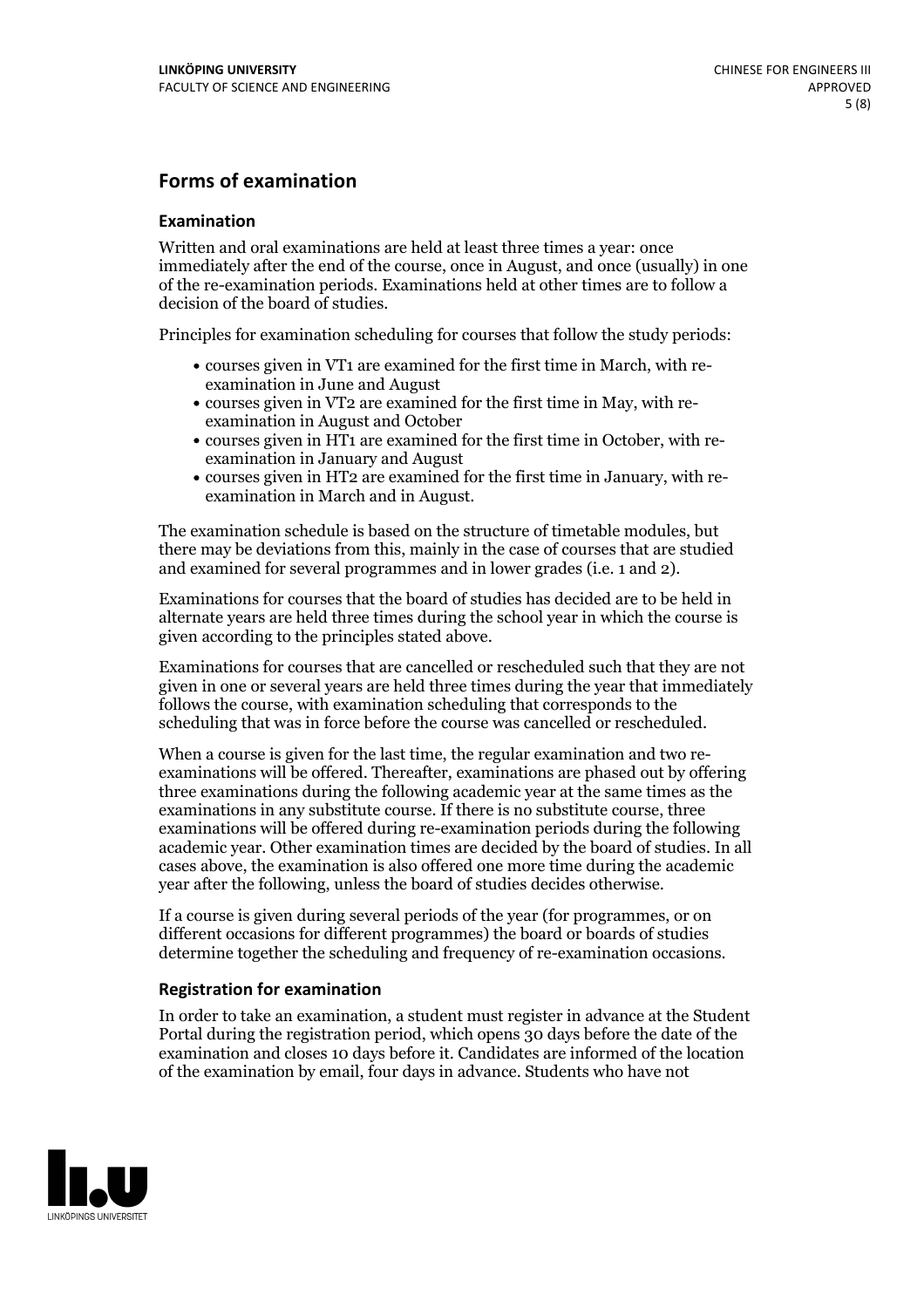## Forms of examination

### Examination

Written and oral examinations are held at least three times a year: once immediately after the end of the course, once in August, and once (usually) in one of the re-examination periods. Examinations held at other times are to follow a decision of the board of studies.

Principles for examination scheduling for courses that follow the study periods:

- courses given in VT1 are examined for the first time in March, with re-examination in June and August
- courses given in VT2 are examined for the first time in May, with re-examination in August and October
- courses given in HT1 are examined for the first time in October, with re-examination in January and August
- courses given in HT2 are examined for the first time in January, with re-examination in March and in August.

The examination schedule is based on the structure of timetable modules, but there may be deviations from this, mainly in the case of courses that are studied and examined for several programmes and in lower grades (i.e. 1 and 2).

Examinations for courses that the board of studies has decided are to be held in alternate years are held three times during the school year in which the course is given according to the principles stated above.

Examinations for courses that are cancelled or rescheduled such that they are not given in one or several years are held three times during the year that immediately follows the course, with examination scheduling that corresponds to the scheduling that was in force before the course was cancelled or rescheduled.

When a course is given for the last time, the regular examination and two re-examinations will be offered. Thereafter, examinations are phased out by offering three examinations during the following academic year at the same times as the examinations in any substitute course. If there is no substitute course, three examinations will be offered during re-examination periods during the following academic year. Other examination times are decided by the board of studies. In all cases above, the examination is also offered one more time during the academic year after the following, unless the board of studies decides otherwise.

If a course is given during several periods of the year (for programmes, or on different occasions for different programmes) the board or boards of studies determine together the scheduling and frequency of re-examination occasions.

### Registration for examination

In order to take an examination, a student must register in advance at the Student Portal during the registration period, which opens 30 days before the date of the examination and closes 10 days before it. Candidates are informed of the location of the examination by email, four days in advance. Students who have not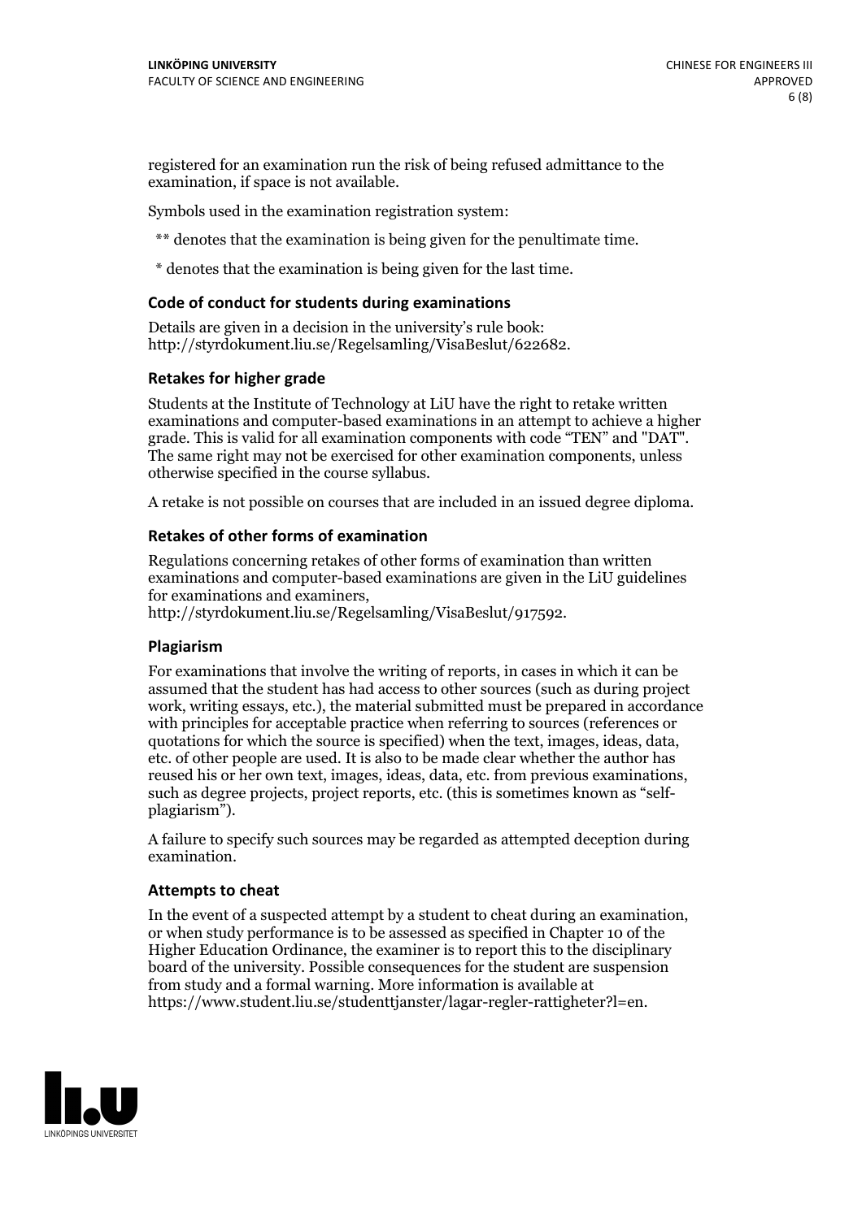registered for an examination run the risk of being refused admittance to the examination, if space is not available.

Symbols used in the examination registration system:

** denotes that the examination is being given for the penultimate time.

* denotes that the examination is being given for the last time.

### Code of conduct for students during examinations

Details are given in a decision in the university's rule book: http://styrdokument.liu.se/Regelsamling/VisaBeslut/622682.

### Retakes for higher grade

Students at the Institute of Technology at LiU have the right to retake written examinations and computer-based examinations in an attempt to achieve a higher grade. This is valid for all examination components with code "TEN" and "DAT". The same right may not be exercised for other examination components, unless otherwise specified in the course syllabus.

A retake is not possible on courses that are included in an issued degree diploma.

### Retakes of other forms of examination

Regulations concerning retakes of other forms of examination than written examinations and computer-based examinations are given in the LiU guidelines for examinations and examiners, http://styrdokument.liu.se/Regelsamling/VisaBeslut/917592.

### Plagiarism

For examinations that involve the writing of reports, in cases in which it can be assumed that the student has had access to other sources (such as during project work, writing essays, etc.), the material submitted must be prepared in accordance with principles for acceptable practice when referring to sources (references or quotations for which the source is specified) when the text, images, ideas, data, etc. of other people are used. It is also to be made clear whether the author has reused his or her own text, images, ideas, data, etc. from previous examinations, such as degree projects, project reports, etc. (this is sometimes known as "self-plagiarism").

A failure to specify such sources may be regarded as attempted deception during examination.

### Attempts to cheat

In the event of a suspected attempt by a student to cheat during an examination, or when study performance is to be assessed as specified in Chapter 10 of the Higher Education Ordinance, the examiner is to report this to the disciplinary board of the university. Possible consequences for the student are suspension from study and a formal warning. More information is available at https://www.student.liu.se/studenttjanster/lagar-regler-rattigheter?l=en.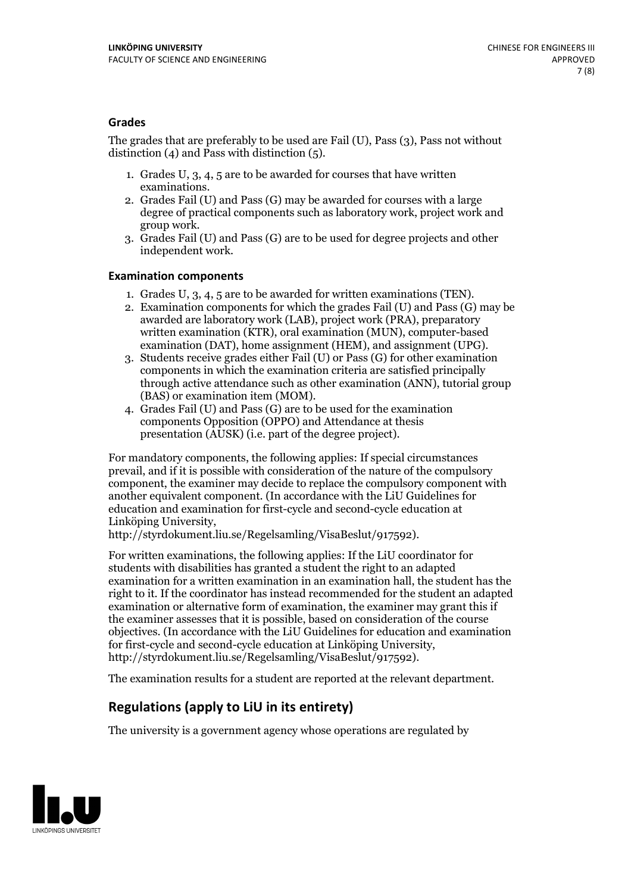### Grades

The grades that are preferably to be used are Fail (U), Pass (3), Pass not without distinction (4) and Pass with distinction (5).

1. Grades U, 3, 4, 5 are to be awarded for courses that have written examinations.
2. Grades Fail (U) and Pass (G) may be awarded for courses with a large degree of practical components such as laboratory work, project work and group work.
3. Grades Fail (U) and Pass (G) are to be used for degree projects and other independent work.

### Examination components

1. Grades U, 3, 4, 5 are to be awarded for written examinations (TEN).
2. Examination components for which the grades Fail (U) and Pass (G) may be awarded are laboratory work (LAB), project work (PRA), preparatory written examination (KTR), oral examination (MUN), computer-based examination (DAT), home assignment (HEM), and assignment (UPG).
3. Students receive grades either Fail (U) or Pass (G) for other examination components in which the examination criteria are satisfied principally through active attendance such as other examination (ANN), tutorial group (BAS) or examination item (MOM).
4. Grades Fail (U) and Pass (G) are to be used for the examination components Opposition (OPPO) and Attendance at thesis presentation (AUSK) (i.e. part of the degree project).

For mandatory components, the following applies: If special circumstances prevail, and if it is possible with consideration of the nature of the compulsory component, the examiner may decide to replace the compulsory component with another equivalent component. (In accordance with the LiU Guidelines for education and examination for first-cycle and second-cycle education at Linköping University, http://styrdokument.liu.se/Regelsamling/VisaBeslut/917592).

For written examinations, the following applies: If the LiU coordinator for students with disabilities has granted a student the right to an adapted examination for a written examination in an examination hall, the student has the right to it. If the coordinator has instead recommended for the student an adapted examination or alternative form of examination, the examiner may grant this if the examiner assesses that it is possible, based on consideration of the course objectives. (In accordance with the LiU Guidelines for education and examination for first-cycle and second-cycle education at Linköping University, http://styrdokument.liu.se/Regelsamling/VisaBeslut/917592).

The examination results for a student are reported at the relevant department.

## Regulations (apply to LiU in its entirety)

The university is a government agency whose operations are regulated by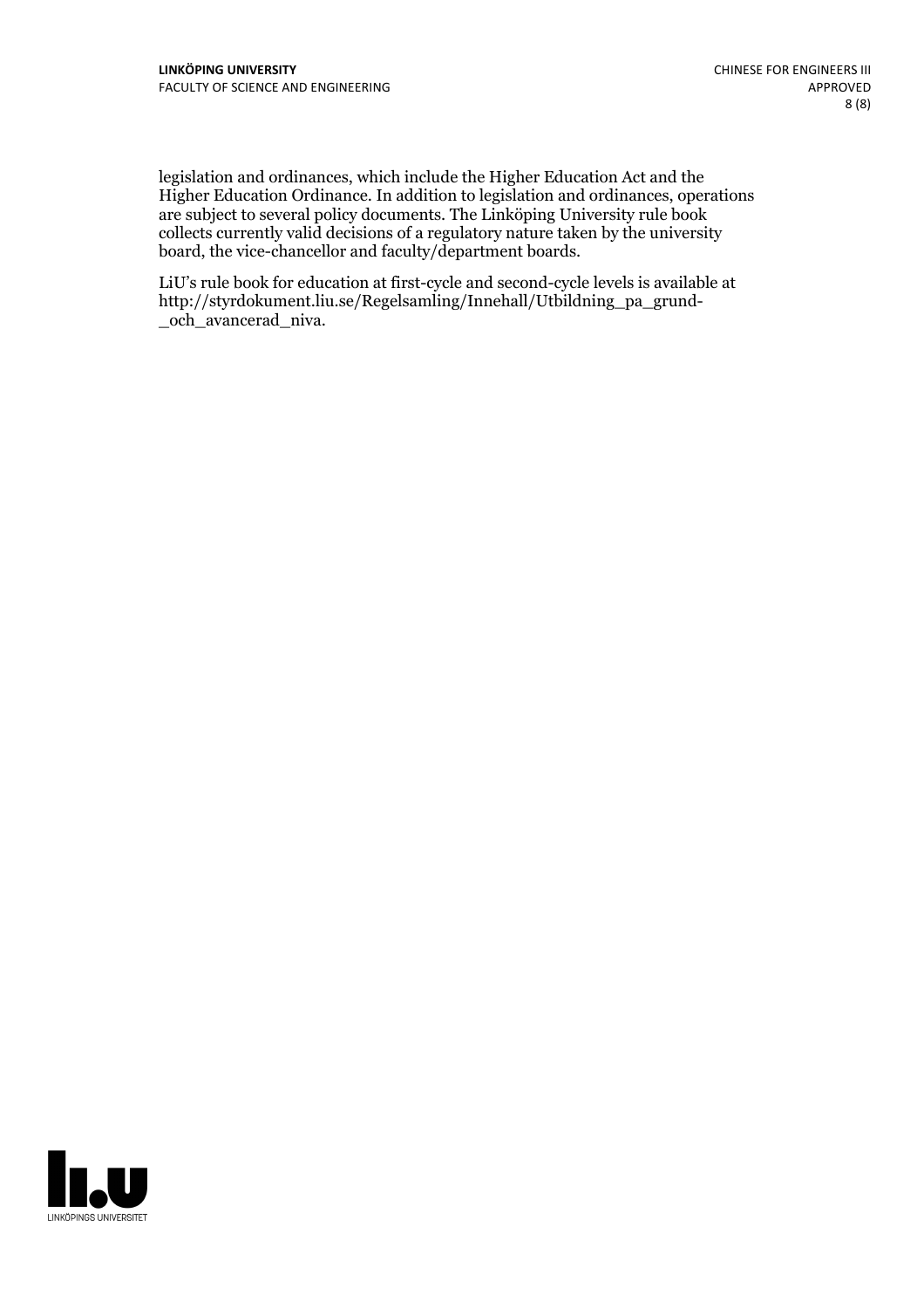legislation and ordinances, which include the Higher Education Act and the Higher Education Ordinance. In addition to legislation and ordinances, operations are subject to several policy documents. The Linköping University rule book collects currently valid decisions of a regulatory nature taken by the university board, the vice-chancellor and faculty/department boards.

LiU's rule book for education at first-cycle and second-cycle levels is available at http://styrdokument.liu.se/Regelsamling/Innehall/Utbildning_pa_grund-_och_avancerad_niva.